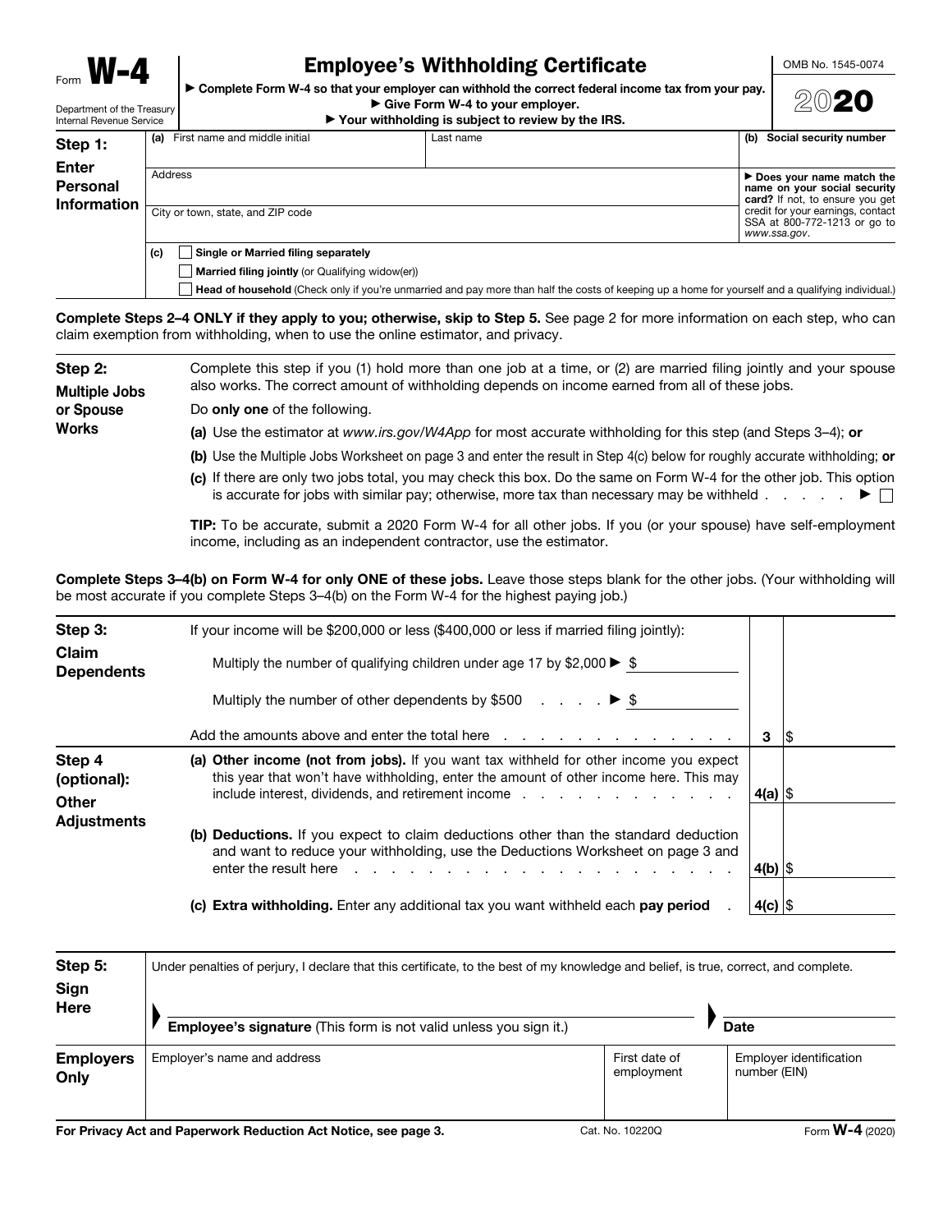# Form W-4 — Employee's Withholding Certificate

Department of the Treasury
Internal Revenue Service

OMB No. 1545-0074

**2020**

▶ Complete Form W-4 so that your employer can withhold the correct federal income tax from your pay.
▶ Give Form W-4 to your employer.
▶ Your withholding is subject to review by the IRS.

## Step 1: Enter Personal Information

| (a) First name and middle initial | Last name | (b) Social security number |
|---|---|---|
| Address | | ▶ **Does your name match the name on your social security card?** If not, to ensure you get credit for your earnings, contact SSA at 800-772-1213 or go to *www.ssa.gov*. |
| City or town, state, and ZIP code | | |

(c) ☐ **Single or Married filing separately**

☐ **Married filing jointly** (or Qualifying widow(er))

☐ **Head of household** (Check only if you're unmarried and pay more than half the costs of keeping up a home for yourself and a qualifying individual.)

**Complete Steps 2–4 ONLY if they apply to you; otherwise, skip to Step 5.** See page 2 for more information on each step, who can claim exemption from withholding, when to use the online estimator, and privacy.

## Step 2: Multiple Jobs or Spouse Works

Complete this step if you (1) hold more than one job at a time, or (2) are married filing jointly and your spouse also works. The correct amount of withholding depends on income earned from all of these jobs.

Do **only one** of the following.

**(a)** Use the estimator at *www.irs.gov/W4App* for most accurate withholding for this step (and Steps 3–4); **or**

**(b)** Use the Multiple Jobs Worksheet on page 3 and enter the result in Step 4(c) below for roughly accurate withholding; **or**

**(c)** If there are only two jobs total, you may check this box. Do the same on Form W-4 for the other job. This option is accurate for jobs with similar pay; otherwise, more tax than necessary may be withheld . . . . . ▶ ☐

**TIP:** To be accurate, submit a 2020 Form W-4 for all other jobs. If you (or your spouse) have self-employment income, including as an independent contractor, use the estimator.

**Complete Steps 3–4(b) on Form W-4 for only ONE of these jobs.** Leave those steps blank for the other jobs. (Your withholding will be most accurate if you complete Steps 3–4(b) on the Form W-4 for the highest paying job.)

## Step 3: Claim Dependents

If your income will be $200,000 or less ($400,000 or less if married filing jointly):

Multiply the number of qualifying children under age 17 by $2,000 ▶ $

Multiply the number of other dependents by $500 . . . . ▶ $

Add the amounts above and enter the total here . . . . . . . . . . . . . . . . **3** $

## Step 4 (optional): Other Adjustments

**(a) Other income (not from jobs).** If you want tax withheld for other income you expect this year that won't have withholding, enter the amount of other income here. This may include interest, dividends, and retirement income . . . . . . . . . . . . . **4(a)** $

**(b) Deductions.** If you expect to claim deductions other than the standard deduction and want to reduce your withholding, use the Deductions Worksheet on page 3 and enter the result here . . . . . . . . . . . . . . . . . . . . . . . **4(b)** $

**(c) Extra withholding.** Enter any additional tax you want withheld each **pay period** . **4(c)** $

## Step 5: Sign Here

Under penalties of perjury, I declare that this certificate, to the best of my knowledge and belief, is true, correct, and complete.

▶ **Employee's signature** (This form is not valid unless you sign it.) ▶ **Date**

| **Employers Only** | Employer's name and address | First date of employment | Employer identification number (EIN) |
|---|---|---|---|

**For Privacy Act and Paperwork Reduction Act Notice, see page 3.** Cat. No. 10220Q Form **W-4** (2020)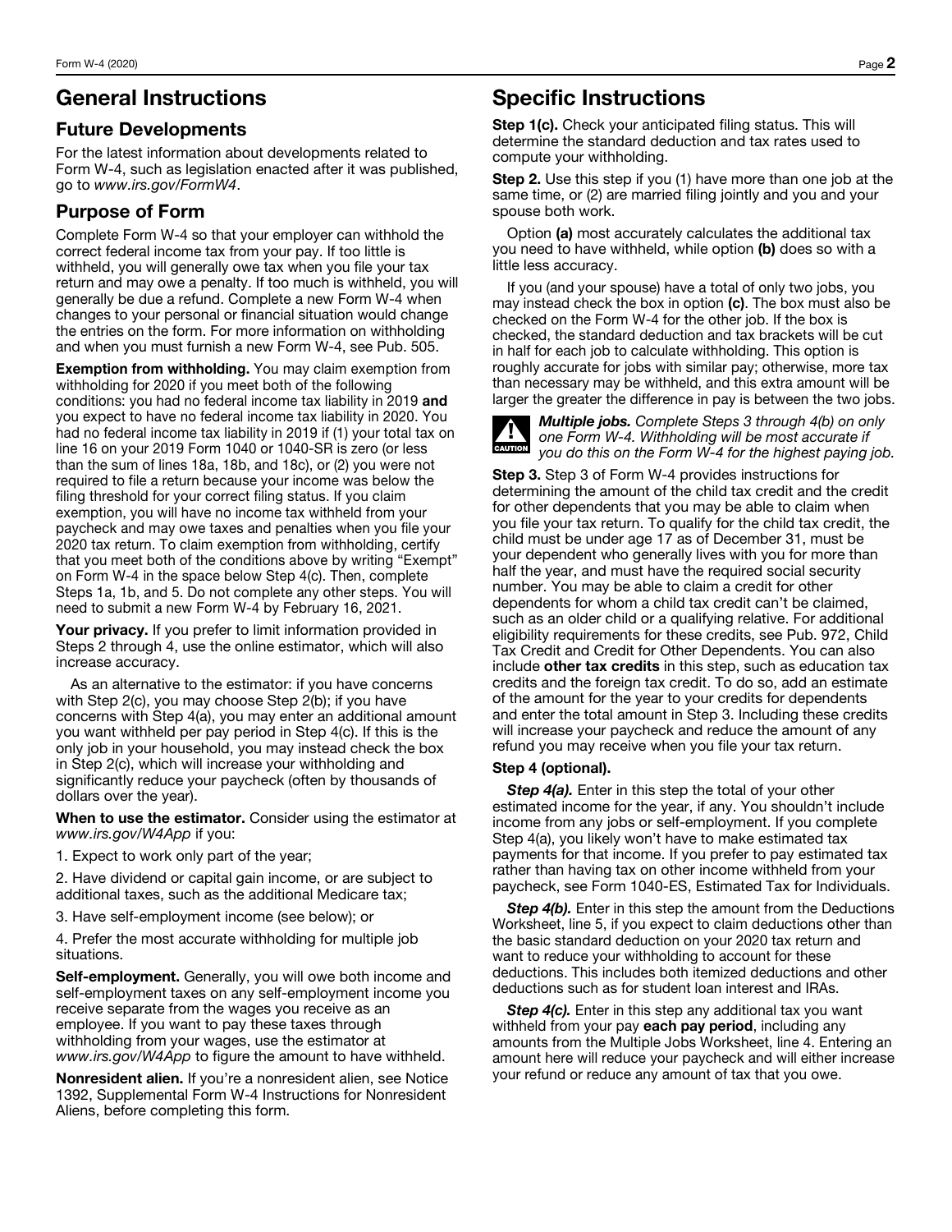## General Instructions

### Future Developments

For the latest information about developments related to Form W-4, such as legislation enacted after it was published, go to *www.irs.gov/FormW4*.

### Purpose of Form

Complete Form W-4 so that your employer can withhold the correct federal income tax from your pay. If too little is withheld, you will generally owe tax when you file your tax return and may owe a penalty. If too much is withheld, you will generally be due a refund. Complete a new Form W-4 when changes to your personal or financial situation would change the entries on the form. For more information on withholding and when you must furnish a new Form W-4, see Pub. 505.

**Exemption from withholding.** You may claim exemption from withholding for 2020 if you meet both of the following conditions: you had no federal income tax liability in 2019 **and** you expect to have no federal income tax liability in 2020. You had no federal income tax liability in 2019 if (1) your total tax on line 16 on your 2019 Form 1040 or 1040-SR is zero (or less than the sum of lines 18a, 18b, and 18c), or (2) you were not required to file a return because your income was below the filing threshold for your correct filing status. If you claim exemption, you will have no income tax withheld from your paycheck and may owe taxes and penalties when you file your 2020 tax return. To claim exemption from withholding, certify that you meet both of the conditions above by writing "Exempt" on Form W-4 in the space below Step 4(c). Then, complete Steps 1a, 1b, and 5. Do not complete any other steps. You will need to submit a new Form W-4 by February 16, 2021.

**Your privacy.** If you prefer to limit information provided in Steps 2 through 4, use the online estimator, which will also increase accuracy.

As an alternative to the estimator: if you have concerns with Step 2(c), you may choose Step 2(b); if you have concerns with Step 4(a), you may enter an additional amount you want withheld per pay period in Step 4(c). If this is the only job in your household, you may instead check the box in Step 2(c), which will increase your withholding and significantly reduce your paycheck (often by thousands of dollars over the year).

**When to use the estimator.** Consider using the estimator at *www.irs.gov/W4App* if you:

1. Expect to work only part of the year;

2. Have dividend or capital gain income, or are subject to additional taxes, such as the additional Medicare tax;

3. Have self-employment income (see below); or

4. Prefer the most accurate withholding for multiple job situations.

**Self-employment.** Generally, you will owe both income and self-employment taxes on any self-employment income you receive separate from the wages you receive as an employee. If you want to pay these taxes through withholding from your wages, use the estimator at *www.irs.gov/W4App* to figure the amount to have withheld.

**Nonresident alien.** If you're a nonresident alien, see Notice 1392, Supplemental Form W-4 Instructions for Nonresident Aliens, before completing this form.

## Specific Instructions

**Step 1(c).** Check your anticipated filing status. This will determine the standard deduction and tax rates used to compute your withholding.

**Step 2.** Use this step if you (1) have more than one job at the same time, or (2) are married filing jointly and you and your spouse both work.

Option **(a)** most accurately calculates the additional tax you need to have withheld, while option **(b)** does so with a little less accuracy.

If you (and your spouse) have a total of only two jobs, you may instead check the box in option **(c)**. The box must also be checked on the Form W-4 for the other job. If the box is checked, the standard deduction and tax brackets will be cut in half for each job to calculate withholding. This option is roughly accurate for jobs with similar pay; otherwise, more tax than necessary may be withheld, and this extra amount will be larger the greater the difference in pay is between the two jobs.

CAUTION: ***Multiple jobs.*** *Complete Steps 3 through 4(b) on only one Form W-4. Withholding will be most accurate if you do this on the Form W-4 for the highest paying job.*

**Step 3.** Step 3 of Form W-4 provides instructions for determining the amount of the child tax credit and the credit for other dependents that you may be able to claim when you file your tax return. To qualify for the child tax credit, the child must be under age 17 as of December 31, must be your dependent who generally lives with you for more than half the year, and must have the required social security number. You may be able to claim a credit for other dependents for whom a child tax credit can't be claimed, such as an older child or a qualifying relative. For additional eligibility requirements for these credits, see Pub. 972, Child Tax Credit and Credit for Other Dependents. You can also include **other tax credits** in this step, such as education tax credits and the foreign tax credit. To do so, add an estimate of the amount for the year to your credits for dependents and enter the total amount in Step 3. Including these credits will increase your paycheck and reduce the amount of any refund you may receive when you file your tax return.

**Step 4 (optional).**

***Step 4(a).*** Enter in this step the total of your other estimated income for the year, if any. You shouldn't include income from any jobs or self-employment. If you complete Step 4(a), you likely won't have to make estimated tax payments for that income. If you prefer to pay estimated tax rather than having tax on other income withheld from your paycheck, see Form 1040-ES, Estimated Tax for Individuals.

***Step 4(b).*** Enter in this step the amount from the Deductions Worksheet, line 5, if you expect to claim deductions other than the basic standard deduction on your 2020 tax return and want to reduce your withholding to account for these deductions. This includes both itemized deductions and other deductions such as for student loan interest and IRAs.

***Step 4(c).*** Enter in this step any additional tax you want withheld from your pay **each pay period**, including any amounts from the Multiple Jobs Worksheet, line 4. Entering an amount here will reduce your paycheck and will either increase your refund or reduce any amount of tax that you owe.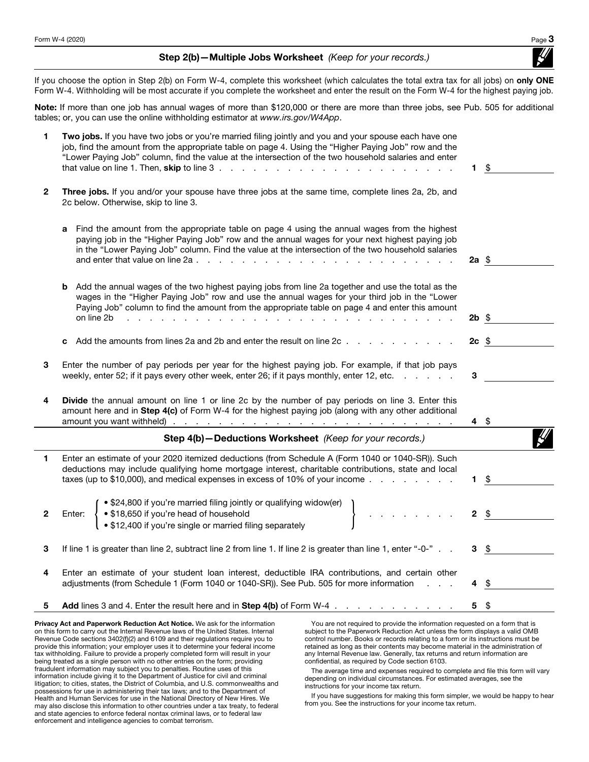## Step 2(b)—Multiple Jobs Worksheet *(Keep for your records.)*

If you choose the option in Step 2(b) on Form W-4, complete this worksheet (which calculates the total extra tax for all jobs) on **only ONE** Form W-4. Withholding will be most accurate if you complete the worksheet and enter the result on the Form W-4 for the highest paying job.

**Note:** If more than one job has annual wages of more than $120,000 or there are more than three jobs, see Pub. 505 for additional tables; or, you can use the online withholding estimator at *www.irs.gov/W4App*.

**1** **Two jobs.** If you have two jobs or you're married filing jointly and you and your spouse each have one job, find the amount from the appropriate table on page 4. Using the "Higher Paying Job" row and the "Lower Paying Job" column, find the value at the intersection of the two household salaries and enter that value on line 1. Then, **skip** to line 3 . . . . . . . . . . . . . . . . . . . . . . . . **1** $ ________

**2** **Three jobs.** If you and/or your spouse have three jobs at the same time, complete lines 2a, 2b, and 2c below. Otherwise, skip to line 3.

**a** Find the amount from the appropriate table on page 4 using the annual wages from the highest paying job in the "Higher Paying Job" row and the annual wages for your next highest paying job in the "Lower Paying Job" column. Find the value at the intersection of the two household salaries and enter that value on line 2a . . . . . . . . . . . . . . . . . . . . . . . . **2a** $ ________

**b** Add the annual wages of the two highest paying jobs from line 2a together and use the total as the wages in the "Higher Paying Job" row and use the annual wages for your third job in the "Lower Paying Job" column to find the amount from the appropriate table on page 4 and enter this amount on line 2b . . . . . . . . . . . . . . . . . . . . . . . . **2b** $ ________

**c** Add the amounts from lines 2a and 2b and enter the result on line 2c . . . . . . . . . . **2c** $ ________

**3** Enter the number of pay periods per year for the highest paying job. For example, if that job pays weekly, enter 52; if it pays every other week, enter 26; if it pays monthly, enter 12, etc. . . . . . . **3** ________

**4** **Divide** the annual amount on line 1 or line 2c by the number of pay periods on line 3. Enter this amount here and in **Step 4(c)** of Form W-4 for the highest paying job (along with any other additional amount you want withheld) . . . . . . . . . . . . . . . . . . . . . . . . **4** $ ________

## Step 4(b)—Deductions Worksheet *(Keep for your records.)*

**1** Enter an estimate of your 2020 itemized deductions (from Schedule A (Form 1040 or 1040-SR)). Such deductions may include qualifying home mortgage interest, charitable contributions, state and local taxes (up to $10,000), and medical expenses in excess of 10% of your income . . . . . . . . . **1** $ ________

**2** Enter:
- $24,800 if you're married filing jointly or qualifying widow(er)
- $18,650 if you're head of household
- $12,400 if you're single or married filing separately

. . . . . . . . **2** $ ________

**3** If line 1 is greater than line 2, subtract line 2 from line 1. If line 2 is greater than line 1, enter "-0-" . . **3** $ ________

**4** Enter an estimate of your student loan interest, deductible IRA contributions, and certain other adjustments (from Schedule 1 (Form 1040 or 1040-SR)). See Pub. 505 for more information . . . **4** $ ________

**5** **Add** lines 3 and 4. Enter the result here and in **Step 4(b)** of Form W-4 . . . . . . . . . . . **5** $ ________

**Privacy Act and Paperwork Reduction Act Notice.** We ask for the information on this form to carry out the Internal Revenue laws of the United States. Internal Revenue Code sections 3402(f)(2) and 6109 and their regulations require you to provide this information; your employer uses it to determine your federal income tax withholding. Failure to provide a properly completed form will result in your being treated as a single person with no other entries on the form; providing fraudulent information may subject you to penalties. Routine uses of this information include giving it to the Department of Justice for civil and criminal litigation; to cities, states, the District of Columbia, and U.S. commonwealths and possessions for use in administering their tax laws; and to the Department of Health and Human Services for use in the National Directory of New Hires. We may also disclose this information to other countries under a tax treaty, to federal and state agencies to enforce federal nontax criminal laws, or to federal law enforcement and intelligence agencies to combat terrorism.

You are not required to provide the information requested on a form that is subject to the Paperwork Reduction Act unless the form displays a valid OMB control number. Books or records relating to a form or its instructions must be retained as long as their contents may become material in the administration of any Internal Revenue law. Generally, tax returns and return information are confidential, as required by Code section 6103.

The average time and expenses required to complete and file this form will vary depending on individual circumstances. For estimated averages, see the instructions for your income tax return.

If you have suggestions for making this form simpler, we would be happy to hear from you. See the instructions for your income tax return.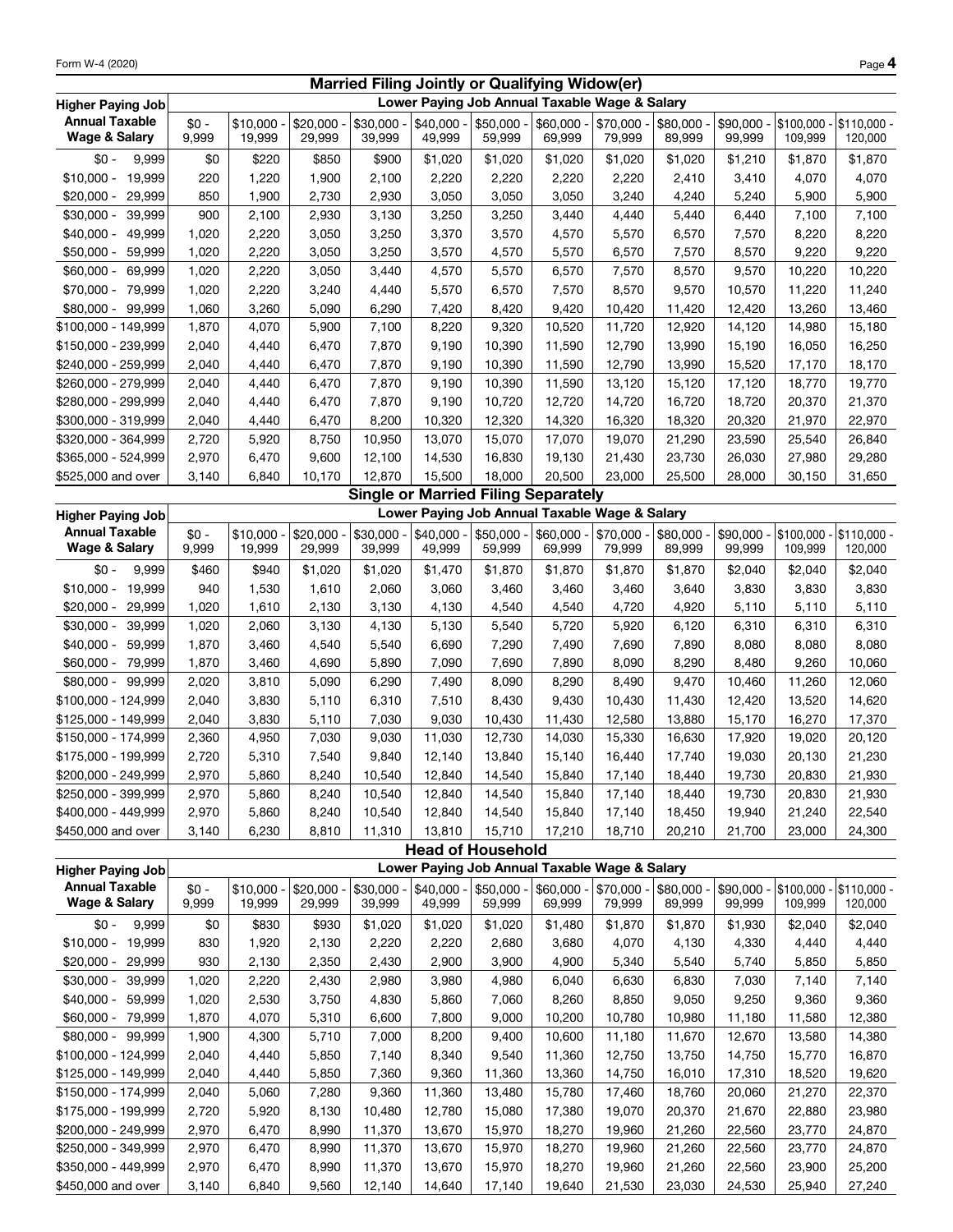## Married Filing Jointly or Qualifying Widow(er)

| Higher Paying Job Annual Taxable Wage & Salary | Lower Paying Job Annual Taxable Wage & Salary | | | | | | | | | | | |
|---|---|---|---|---|---|---|---|---|---|---|---|---|
| | $0 - 9,999 | $10,000 - 19,999 | $20,000 - 29,999 | $30,000 - 39,999 | $40,000 - 49,999 | $50,000 - 59,999 | $60,000 - 69,999 | $70,000 - 79,999 | $80,000 - 89,999 | $90,000 - 99,999 | $100,000 - 109,999 | $110,000 - 120,000 |
| $0 - 9,999 | $0 | $220 | $850 | $900 | $1,020 | $1,020 | $1,020 | $1,020 | $1,020 | $1,210 | $1,870 | $1,870 |
| $10,000 - 19,999 | 220 | 1,220 | 1,900 | 2,100 | 2,220 | 2,220 | 2,220 | 2,220 | 2,410 | 3,410 | 4,070 | 4,070 |
| $20,000 - 29,999 | 850 | 1,900 | 2,730 | 2,930 | 3,050 | 3,050 | 3,050 | 3,240 | 4,240 | 5,240 | 5,900 | 5,900 |
| $30,000 - 39,999 | 900 | 2,100 | 2,930 | 3,130 | 3,250 | 3,250 | 3,440 | 4,440 | 5,440 | 6,440 | 7,100 | 7,100 |
| $40,000 - 49,999 | 1,020 | 2,220 | 3,050 | 3,250 | 3,370 | 3,570 | 4,570 | 5,570 | 6,570 | 7,570 | 8,220 | 8,220 |
| $50,000 - 59,999 | 1,020 | 2,220 | 3,050 | 3,250 | 3,570 | 4,570 | 5,570 | 6,570 | 7,570 | 8,570 | 9,220 | 9,220 |
| $60,000 - 69,999 | 1,020 | 2,220 | 3,050 | 3,440 | 4,570 | 5,570 | 6,570 | 7,570 | 8,570 | 9,570 | 10,220 | 10,220 |
| $70,000 - 79,999 | 1,020 | 2,220 | 3,240 | 4,440 | 5,570 | 6,570 | 7,570 | 8,570 | 9,570 | 10,570 | 11,220 | 11,240 |
| $80,000 - 99,999 | 1,060 | 3,260 | 5,090 | 6,290 | 7,420 | 8,420 | 9,420 | 10,420 | 11,420 | 12,420 | 13,260 | 13,460 |
| $100,000 - 149,999 | 1,870 | 4,070 | 5,900 | 7,100 | 8,220 | 9,320 | 10,520 | 11,720 | 12,920 | 14,120 | 14,980 | 15,180 |
| $150,000 - 239,999 | 2,040 | 4,440 | 6,470 | 7,870 | 9,190 | 10,390 | 11,590 | 12,790 | 13,990 | 15,190 | 16,050 | 16,250 |
| $240,000 - 259,999 | 2,040 | 4,440 | 6,470 | 7,870 | 9,190 | 10,390 | 11,590 | 12,790 | 13,990 | 15,520 | 17,170 | 18,170 |
| $260,000 - 279,999 | 2,040 | 4,440 | 6,470 | 7,870 | 9,190 | 10,390 | 11,590 | 13,120 | 15,120 | 17,120 | 18,770 | 19,770 |
| $280,000 - 299,999 | 2,040 | 4,440 | 6,470 | 7,870 | 9,190 | 10,720 | 12,720 | 14,720 | 16,720 | 18,720 | 20,370 | 21,370 |
| $300,000 - 319,999 | 2,040 | 4,440 | 6,470 | 8,200 | 10,320 | 12,320 | 14,320 | 16,320 | 18,320 | 20,320 | 21,970 | 22,970 |
| $320,000 - 364,999 | 2,720 | 5,920 | 8,750 | 10,950 | 13,070 | 15,070 | 17,070 | 19,070 | 21,290 | 23,590 | 25,540 | 26,840 |
| $365,000 - 524,999 | 2,970 | 6,470 | 9,600 | 12,100 | 14,530 | 16,830 | 19,130 | 21,430 | 23,730 | 26,030 | 27,980 | 29,280 |
| $525,000 and over | 3,140 | 6,840 | 10,170 | 12,870 | 15,500 | 18,000 | 20,500 | 23,000 | 25,500 | 28,000 | 30,150 | 31,650 |

## Single or Married Filing Separately

| Higher Paying Job Annual Taxable Wage & Salary | Lower Paying Job Annual Taxable Wage & Salary | | | | | | | | | | | |
|---|---|---|---|---|---|---|---|---|---|---|---|---|
| | $0 - 9,999 | $10,000 - 19,999 | $20,000 - 29,999 | $30,000 - 39,999 | $40,000 - 49,999 | $50,000 - 59,999 | $60,000 - 69,999 | $70,000 - 79,999 | $80,000 - 89,999 | $90,000 - 99,999 | $100,000 - 109,999 | $110,000 - 120,000 |
| $0 - 9,999 | $460 | $940 | $1,020 | $1,020 | $1,470 | $1,870 | $1,870 | $1,870 | $1,870 | $2,040 | $2,040 | $2,040 |
| $10,000 - 19,999 | 940 | 1,530 | 1,610 | 2,060 | 3,060 | 3,460 | 3,460 | 3,460 | 3,640 | 3,830 | 3,830 | 3,830 |
| $20,000 - 29,999 | 1,020 | 1,610 | 2,130 | 3,130 | 4,130 | 4,540 | 4,540 | 4,720 | 4,920 | 5,110 | 5,110 | 5,110 |
| $30,000 - 39,999 | 1,020 | 2,060 | 3,130 | 4,130 | 5,130 | 5,540 | 5,720 | 5,920 | 6,120 | 6,310 | 6,310 | 6,310 |
| $40,000 - 59,999 | 1,870 | 3,460 | 4,540 | 5,540 | 6,690 | 7,290 | 7,490 | 7,690 | 7,890 | 8,080 | 8,080 | 8,080 |
| $60,000 - 79,999 | 1,870 | 3,460 | 4,690 | 5,890 | 7,090 | 7,690 | 7,890 | 8,090 | 8,290 | 8,480 | 9,260 | 10,060 |
| $80,000 - 99,999 | 2,020 | 3,810 | 5,090 | 6,290 | 7,490 | 8,090 | 8,290 | 8,490 | 9,470 | 10,460 | 11,260 | 12,060 |
| $100,000 - 124,999 | 2,040 | 3,830 | 5,110 | 6,310 | 7,510 | 8,430 | 9,430 | 10,430 | 11,430 | 12,420 | 13,520 | 14,620 |
| $125,000 - 149,999 | 2,040 | 3,830 | 5,110 | 7,030 | 9,030 | 10,430 | 11,430 | 12,580 | 13,880 | 15,170 | 16,270 | 17,370 |
| $150,000 - 174,999 | 2,360 | 4,950 | 7,030 | 9,030 | 11,030 | 12,730 | 14,030 | 15,330 | 16,630 | 17,920 | 19,020 | 20,120 |
| $175,000 - 199,999 | 2,720 | 5,310 | 7,540 | 9,840 | 12,140 | 13,840 | 15,140 | 16,440 | 17,740 | 19,030 | 20,130 | 21,230 |
| $200,000 - 249,999 | 2,970 | 5,860 | 8,240 | 10,540 | 12,840 | 14,540 | 15,840 | 17,140 | 18,440 | 19,730 | 20,830 | 21,930 |
| $250,000 - 399,999 | 2,970 | 5,860 | 8,240 | 10,540 | 12,840 | 14,540 | 15,840 | 17,140 | 18,440 | 19,730 | 20,830 | 21,930 |
| $400,000 - 449,999 | 2,970 | 5,860 | 8,240 | 10,540 | 12,840 | 14,540 | 15,840 | 17,140 | 18,450 | 19,940 | 21,240 | 22,540 |
| $450,000 and over | 3,140 | 6,230 | 8,810 | 11,310 | 13,810 | 15,710 | 17,210 | 18,710 | 20,210 | 21,700 | 23,000 | 24,300 |

## Head of Household

| Higher Paying Job Annual Taxable Wage & Salary | Lower Paying Job Annual Taxable Wage & Salary | | | | | | | | | | | |
|---|---|---|---|---|---|---|---|---|---|---|---|---|
| | $0 - 9,999 | $10,000 - 19,999 | $20,000 - 29,999 | $30,000 - 39,999 | $40,000 - 49,999 | $50,000 - 59,999 | $60,000 - 69,999 | $70,000 - 79,999 | $80,000 - 89,999 | $90,000 - 99,999 | $100,000 - 109,999 | $110,000 - 120,000 |
| $0 - 9,999 | $0 | $830 | $930 | $1,020 | $1,020 | $1,020 | $1,480 | $1,870 | $1,870 | $1,930 | $2,040 | $2,040 |
| $10,000 - 19,999 | 830 | 1,920 | 2,130 | 2,220 | 2,220 | 2,680 | 3,680 | 4,070 | 4,130 | 4,330 | 4,440 | 4,440 |
| $20,000 - 29,999 | 930 | 2,130 | 2,350 | 2,430 | 2,900 | 3,900 | 4,900 | 5,340 | 5,540 | 5,740 | 5,850 | 5,850 |
| $30,000 - 39,999 | 1,020 | 2,220 | 2,430 | 2,980 | 3,980 | 4,980 | 6,040 | 6,630 | 6,830 | 7,030 | 7,140 | 7,140 |
| $40,000 - 59,999 | 1,020 | 2,530 | 3,750 | 4,830 | 5,860 | 7,060 | 8,260 | 8,850 | 9,050 | 9,250 | 9,360 | 9,360 |
| $60,000 - 79,999 | 1,870 | 4,070 | 5,310 | 6,600 | 7,800 | 9,000 | 10,200 | 10,780 | 10,980 | 11,180 | 11,580 | 12,380 |
| $80,000 - 99,999 | 1,900 | 4,300 | 5,710 | 7,000 | 8,200 | 9,400 | 10,600 | 11,180 | 11,670 | 12,670 | 13,580 | 14,380 |
| $100,000 - 124,999 | 2,040 | 4,440 | 5,850 | 7,140 | 8,340 | 9,540 | 11,360 | 12,750 | 13,750 | 14,750 | 15,770 | 16,870 |
| $125,000 - 149,999 | 2,040 | 4,440 | 5,850 | 7,360 | 9,360 | 11,360 | 13,360 | 14,750 | 16,010 | 17,310 | 18,520 | 19,620 |
| $150,000 - 174,999 | 2,040 | 5,060 | 7,280 | 9,360 | 11,360 | 13,480 | 15,780 | 17,460 | 18,760 | 20,060 | 21,270 | 22,370 |
| $175,000 - 199,999 | 2,720 | 5,920 | 8,130 | 10,480 | 12,780 | 15,080 | 17,380 | 19,070 | 20,370 | 21,670 | 22,880 | 23,980 |
| $200,000 - 249,999 | 2,970 | 6,470 | 8,990 | 11,370 | 13,670 | 15,970 | 18,270 | 19,960 | 21,260 | 22,560 | 23,770 | 24,870 |
| $250,000 - 349,999 | 2,970 | 6,470 | 8,990 | 11,370 | 13,670 | 15,970 | 18,270 | 19,960 | 21,260 | 22,560 | 23,770 | 24,870 |
| $350,000 - 449,999 | 2,970 | 6,470 | 8,990 | 11,370 | 13,670 | 15,970 | 18,270 | 19,960 | 21,260 | 22,560 | 23,900 | 25,200 |
| $450,000 and over | 3,140 | 6,840 | 9,560 | 12,140 | 14,640 | 17,140 | 19,640 | 21,530 | 23,030 | 24,530 | 25,940 | 27,240 |